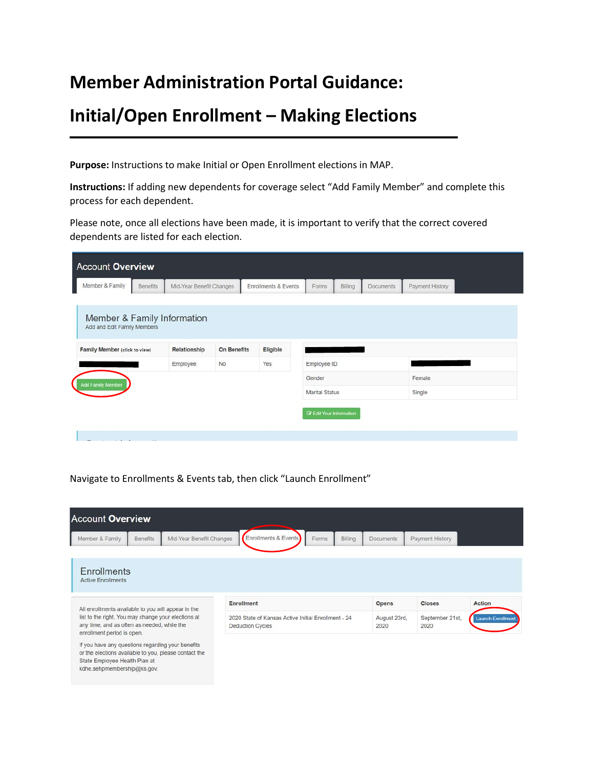# Member Administration Portal Guidance:

# Initial/Open Enrollment – Making Elections

**Purpose:** Instructions to make Initial or Open Enrollment elections in MAP.

**Instructions:** If adding new dependents for coverage select "Add Family Member" and complete this process for each dependent.

Please note, once all elections have been made, it is important to verify that the correct covered dependents are listed for each election.

Navigate to Enrollments & Events tab, then click "Launch Enrollment"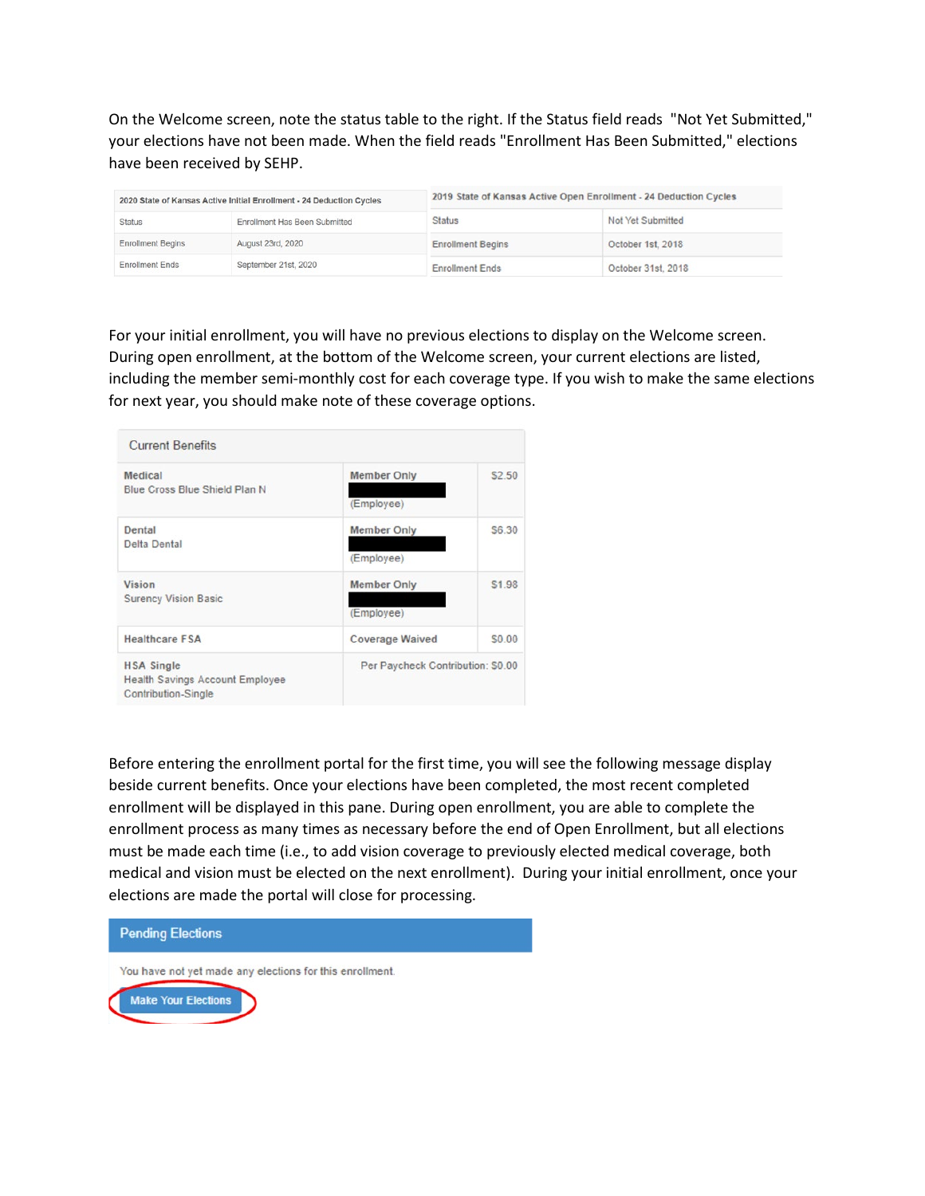On the Welcome screen, note the status table to the right. If the Status field reads "Not Yet Submitted," your elections have not been made. When the field reads "Enrollment Has Been Submitted," elections have been received by SEHP.

| 2020 State of Kansas Active Initial Enrollment - 24 Deduction Cycles | |
|---|---|
| Status | Enrollment Has Been Submitted |
| Enrollment Begins | August 23rd, 2020 |
| Enrollment Ends | September 21st, 2020 |

| 2019 State of Kansas Active Open Enrollment - 24 Deduction Cycles | |
|---|---|
| Status | Not Yet Submitted |
| Enrollment Begins | October 1st, 2018 |
| Enrollment Ends | October 31st, 2018 |

For your initial enrollment, you will have no previous elections to display on the Welcome screen. During open enrollment, at the bottom of the Welcome screen, your current elections are listed, including the member semi-monthly cost for each coverage type. If you wish to make the same elections for next year, you should make note of these coverage options.

| Current Benefits | | |
|---|---|---|
| Medical<br>Blue Cross Blue Shield Plan N | Member Only<br>(Employee) | $2.50 |
| Dental<br>Delta Dental | Member Only<br>(Employee) | $6.30 |
| Vision<br>Surency Vision Basic | Member Only<br>(Employee) | $1.98 |
| Healthcare FSA | Coverage Waived | $0.00 |
| HSA Single<br>Health Savings Account Employee Contribution-Single | Per Paycheck Contribution: $0.00 | |

Before entering the enrollment portal for the first time, you will see the following message display beside current benefits. Once your elections have been completed, the most recent completed enrollment will be displayed in this pane. During open enrollment, you are able to complete the enrollment process as many times as necessary before the end of Open Enrollment, but all elections must be made each time (i.e., to add vision coverage to previously elected medical coverage, both medical and vision must be elected on the next enrollment). During your initial enrollment, once your elections are made the portal will close for processing.

**Pending Elections**

You have not yet made any elections for this enrollment.

Make Your Elections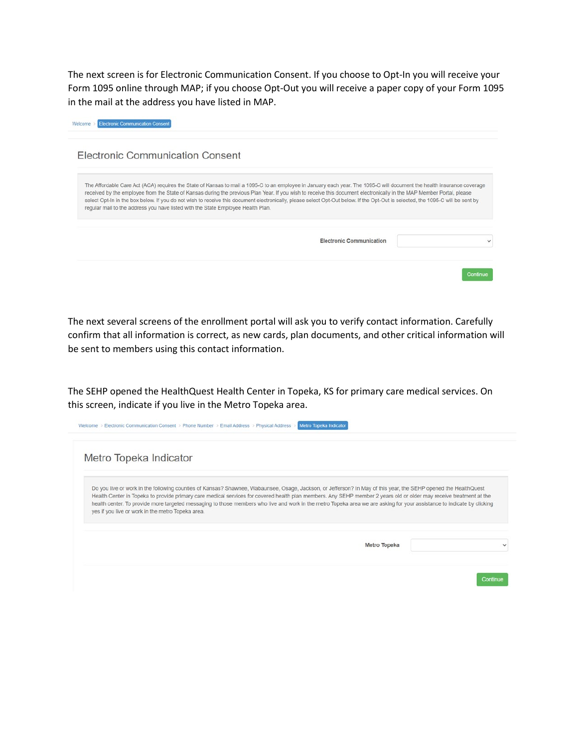The next screen is for Electronic Communication Consent. If you choose to Opt-In you will receive your Form 1095 online through MAP; if you choose Opt-Out you will receive a paper copy of your Form 1095 in the mail at the address you have listed in MAP.

Welcome > Electronic Communication Consent

## Electronic Communication Consent

The Affordable Care Act (ACA) requires the State of Kansas to mail a 1095-C to an employee in January each year. The 1095-C will document the health insurance coverage received by the employee from the State of Kansas during the previous Plan Year. If you wish to receive this document electronically in the MAP Member Portal, please select Opt-In in the box below. If you do not wish to receive this document electronically, please select Opt-Out below. If the Opt-Out is selected, the 1095-C will be sent by regular mail to the address you have listed with the State Employee Health Plan.

Electronic Communication

Continue

The next several screens of the enrollment portal will ask you to verify contact information. Carefully confirm that all information is correct, as new cards, plan documents, and other critical information will be sent to members using this contact information.

The SEHP opened the HealthQuest Health Center in Topeka, KS for primary care medical services. On this screen, indicate if you live in the Metro Topeka area.

Welcome > Electronic Communication Consent > Phone Number > Email Address > Physical Address > Metro Topeka Indicator

## Metro Topeka Indicator

Do you live or work in the following counties of Kansas? Shawnee, Wabaunsee, Osage, Jackson, or Jefferson? In May of this year, the SEHP opened the HealthQuest Health Center in Topeka to provide primary care medical services for covered health plan members. Any SEHP member 2 years old or older may receive treatment at the health center. To provide more targeted messaging to those members who live and work in the metro Topeka area we are asking for your assistance to indicate by clicking yes if you live or work in the metro Topeka area.

Metro Topeka

Continue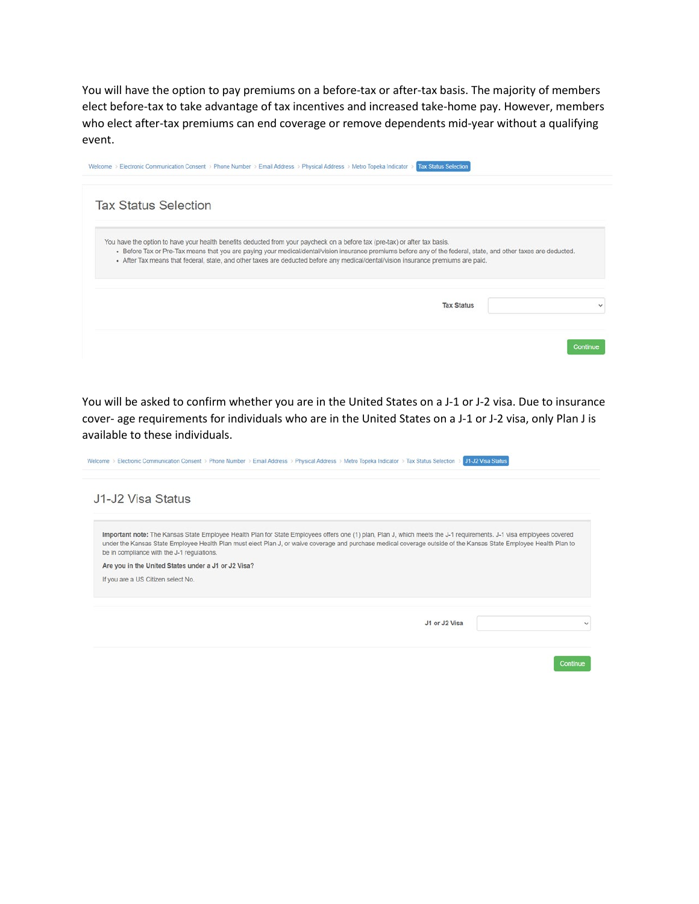You will have the option to pay premiums on a before-tax or after-tax basis. The majority of members elect before-tax to take advantage of tax incentives and increased take-home pay. However, members who elect after-tax premiums can end coverage or remove dependents mid-year without a qualifying event.

Welcome > Electronic Communication Consent > Phone Number > Email Address > Physical Address > Metro Topeka Indicator > **Tax Status Selection**

## Tax Status Selection

You have the option to have your health benefits deducted from your paycheck on a before tax (pre-tax) or after tax basis.

- Before Tax or Pre-Tax means that you are paying your medical/dental/vision insurance premiums before any of the federal, state, and other taxes are deducted.
- After Tax means that federal, state, and other taxes are deducted before any medical/dental/vision insurance premiums are paid.

**Tax Status**

Continue

You will be asked to confirm whether you are in the United States on a J-1 or J-2 visa. Due to insurance cover- age requirements for individuals who are in the United States on a J-1 or J-2 visa, only Plan J is available to these individuals.

Welcome > Electronic Communication Consent > Phone Number > Email Address > Physical Address > Metro Topeka Indicator > Tax Status Selection > **J1-J2 Visa Status**

## J1-J2 Visa Status

**Important note:** The Kansas State Employee Health Plan for State Employees offers one (1) plan, Plan J, which meets the J-1 requirements. J-1 visa employees covered under the Kansas State Employee Health Plan must elect Plan J, or waive coverage and purchase medical coverage outside of the Kansas State Employee Health Plan to be in compliance with the J-1 regulations.

**Are you in the United States under a J1 or J2 Visa?**

If you are a US Citizen select No.

**J1 or J2 Visa**

Continue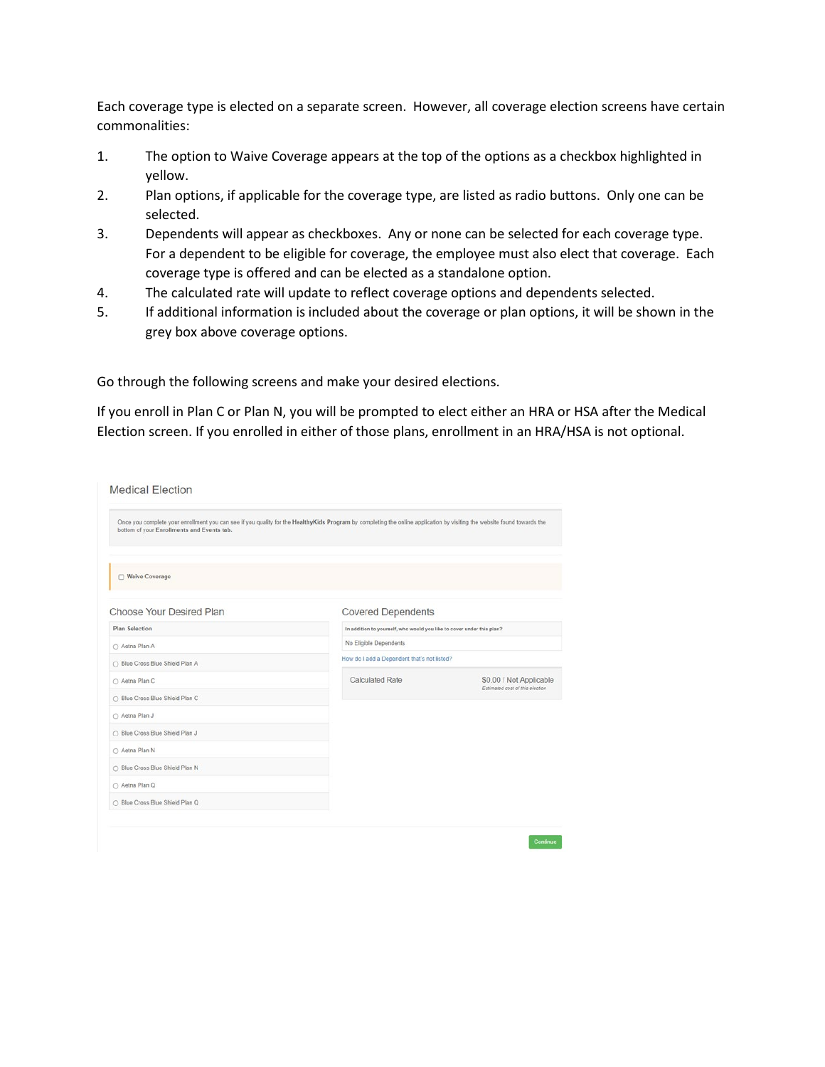Each coverage type is elected on a separate screen. However, all coverage election screens have certain commonalities:

1. The option to Waive Coverage appears at the top of the options as a checkbox highlighted in yellow.
2. Plan options, if applicable for the coverage type, are listed as radio buttons. Only one can be selected.
3. Dependents will appear as checkboxes. Any or none can be selected for each coverage type. For a dependent to be eligible for coverage, the employee must also elect that coverage. Each coverage type is offered and can be elected as a standalone option.
4. The calculated rate will update to reflect coverage options and dependents selected.
5. If additional information is included about the coverage or plan options, it will be shown in the grey box above coverage options.

Go through the following screens and make your desired elections.

If you enroll in Plan C or Plan N, you will be prompted to elect either an HRA or HSA after the Medical Election screen. If you enrolled in either of those plans, enrollment in an HRA/HSA is not optional.

Medical Election

Once you complete your enrollment you can see if you qualify for the **HealthyKids Program** by completing the online application by visiting the website found towards the bottom of your **Enrollments and Events tab.**

☐ Waive Coverage

**Choose Your Desired Plan**

| Plan Selection |
| --- |
| ○ Aetna Plan A |
| ○ Blue Cross Blue Shield Plan A |
| ○ Aetna Plan C |
| ○ Blue Cross Blue Shield Plan C |
| ○ Aetna Plan J |
| ○ Blue Cross Blue Shield Plan J |
| ○ Aetna Plan N |
| ○ Blue Cross Blue Shield Plan N |
| ○ Aetna Plan Q |
| ○ Blue Cross Blue Shield Plan Q |

**Covered Dependents**

| In addition to yourself, who would you like to cover under this plan? |
| --- |
| No Eligible Dependents |

How do I add a Dependent that's not listed?

Calculated Rate — $0.00 / Not Applicable

*Estimated cost of this election*

Continue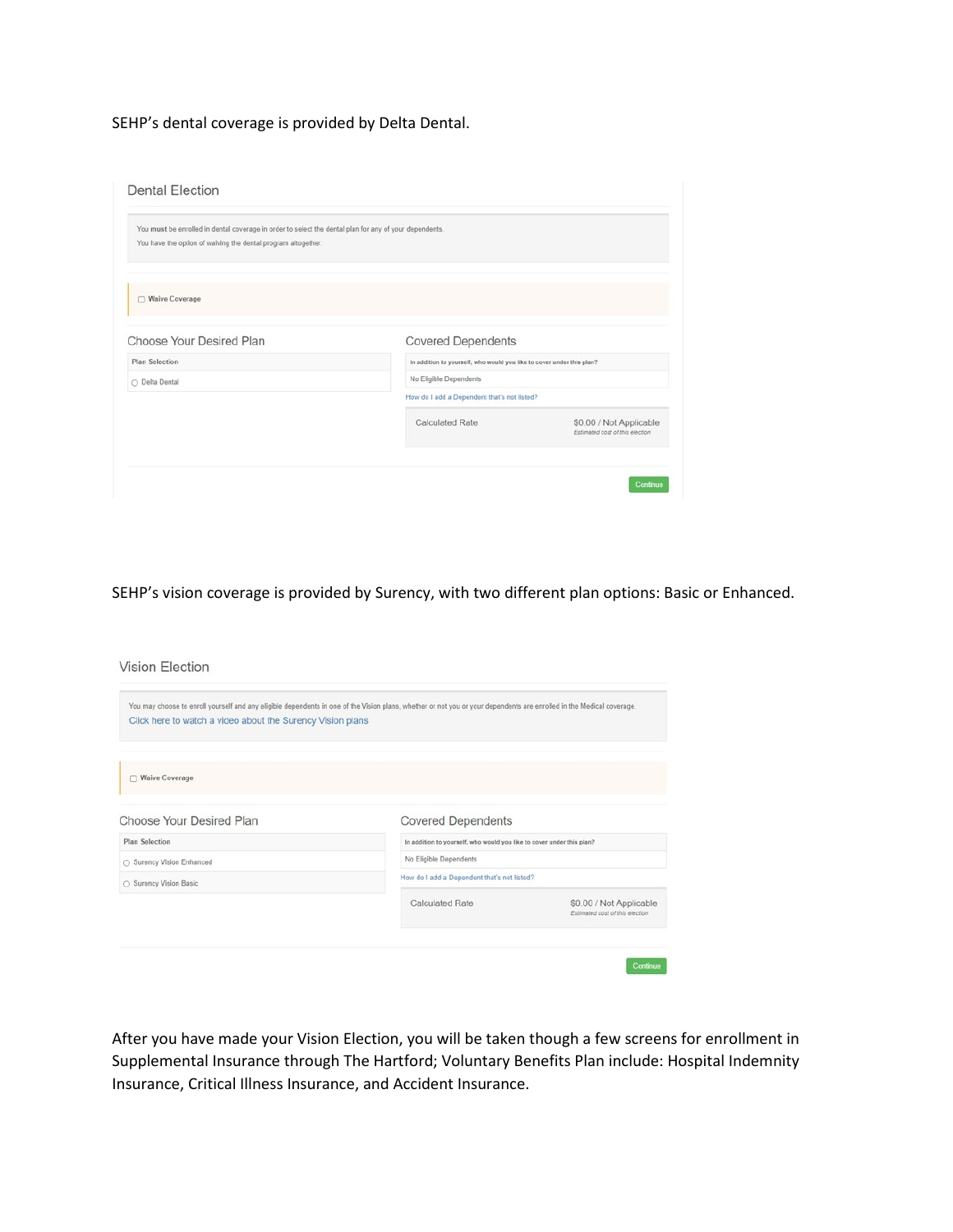SEHP's dental coverage is provided by Delta Dental.

### Dental Election

You **must** be enrolled in dental coverage in order to select the dental plan for any of your dependents.
You have the option of waiving the dental program altogether.

☐ **Waive Coverage**

#### Choose Your Desired Plan

| Plan Selection |
| --- |
| ○ Delta Dental |

#### Covered Dependents

| In addition to yourself, who would you like to cover under this plan? |
| --- |
| No Eligible Dependents |

How do I add a Dependent that's not listed?

| Calculated Rate | $0.00 / Not Applicable *Estimated cost of this election* |
| --- | --- |

Continue

SEHP's vision coverage is provided by Surency, with two different plan options: Basic or Enhanced.

### Vision Election

You may choose to enroll yourself and any eligible dependents in one of the Vision plans, whether or not you or your dependents are enrolled in the Medical coverage.
Click here to watch a video about the Surency Vision plans

☐ **Waive Coverage**

#### Choose Your Desired Plan

| Plan Selection |
| --- |
| ○ Surency Vision Enhanced |
| ○ Surency Vision Basic |

#### Covered Dependents

| In addition to yourself, who would you like to cover under this plan? |
| --- |
| No Eligible Dependents |

How do I add a Dependent that's not listed?

| Calculated Rate | $0.00 / Not Applicable *Estimated cost of this election* |
| --- | --- |

Continue

After you have made your Vision Election, you will be taken though a few screens for enrollment in Supplemental Insurance through The Hartford; Voluntary Benefits Plan include: Hospital Indemnity Insurance, Critical Illness Insurance, and Accident Insurance.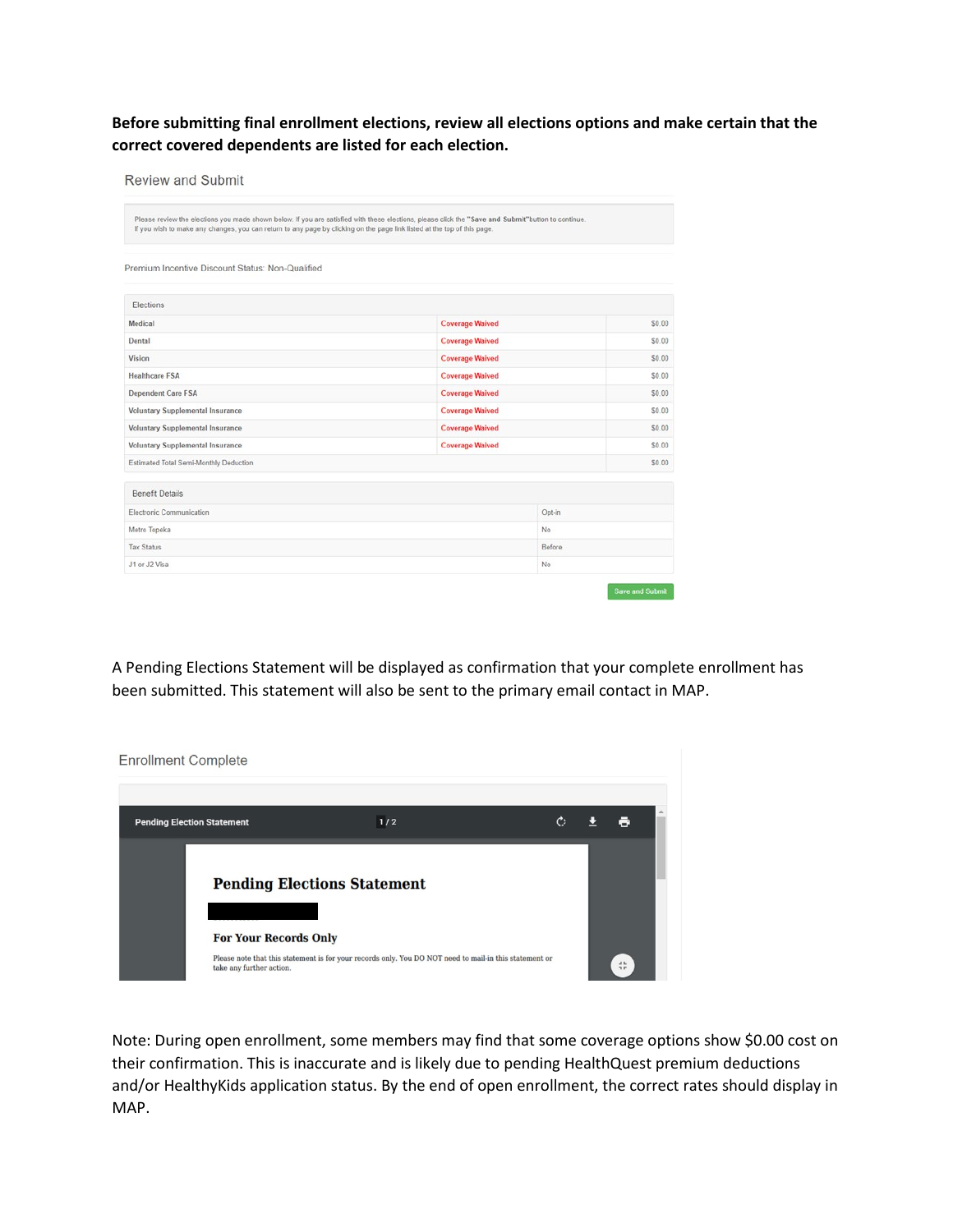**Before submitting final enrollment elections, review all elections options and make certain that the correct covered dependents are listed for each election.**

Review and Submit

Please review the elections you made shown below. If you are satisfied with these elections, please click the "**Save and Submit**" button to continue. If you wish to make any changes, you can return to any page by clicking on the page link listed at the top of this page.

Premium Incentive Discount Status: Non-Qualified

| Elections | | |
|---|---|---|
| Medical | Coverage Waived | $0.00 |
| Dental | Coverage Waived | $0.00 |
| Vision | Coverage Waived | $0.00 |
| Healthcare FSA | Coverage Waived | $0.00 |
| Dependent Care FSA | Coverage Waived | $0.00 |
| Voluntary Supplemental Insurance | Coverage Waived | $0.00 |
| Voluntary Supplemental Insurance | Coverage Waived | $0.00 |
| Voluntary Supplemental Insurance | Coverage Waived | $0.00 |
| Estimated Total Semi-Monthly Deduction | | $0.00 |

| Benefit Details | |
|---|---|
| Electronic Communication | Opt-in |
| Metro Topeka | No |
| Tax Status | Before |
| J1 or J2 Visa | No |

Save and Submit

A Pending Elections Statement will be displayed as confirmation that your complete enrollment has been submitted. This statement will also be sent to the primary email contact in MAP.

Enrollment Complete

Pending Election Statement 1 / 2

**Pending Elections Statement**

**For Your Records Only**

Please note that this statement is for your records only. You DO NOT need to mail-in this statement or take any further action.

Note: During open enrollment, some members may find that some coverage options show $0.00 cost on their confirmation. This is inaccurate and is likely due to pending HealthQuest premium deductions and/or HealthyKids application status. By the end of open enrollment, the correct rates should display in MAP.